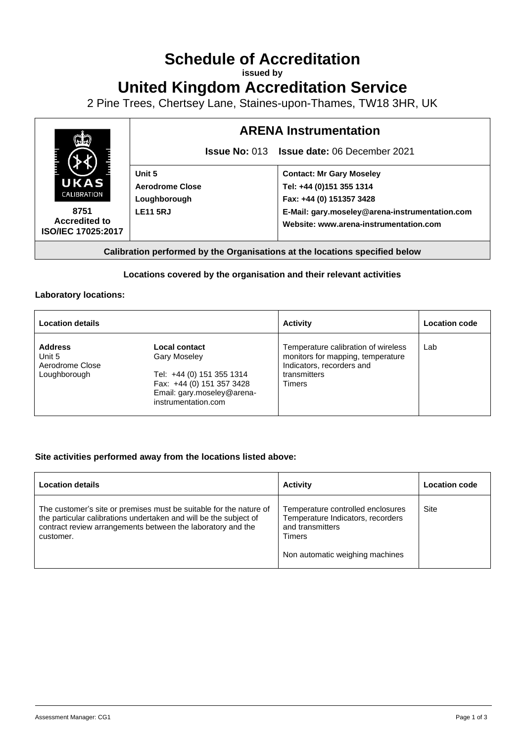# Schedule of Accreditation

**issued by**

# United Kingdom Accreditation Service

2 Pine Trees, Chertsey Lane, Staines-upon-Thames, TW18 3HR, UK

| UKAS CALIBRATION 8751 Accredited to ISO/IEC 17025:2017 | **ARENA Instrumentation** | |
|---|---|---|
| | **Issue No:** 013 **Issue date:** 06 December 2021 | |
| | **Unit 5**<br>**Aerodrome Close**<br>**Loughborough**<br>**LE11 5RJ** | **Contact: Mr Gary Moseley**<br>**Tel: +44 (0)151 355 1314**<br>**Fax: +44 (0) 151357 3428**<br>**E-Mail: gary.moseley@arena-instrumentation.com**<br>**Website: www.arena-instrumentation.com** |

**Calibration performed by the Organisations at the locations specified below**

**Locations covered by the organisation and their relevant activities**

**Laboratory locations:**

| Location details | | Activity | Location code |
|---|---|---|---|
| **Address**<br>Unit 5<br>Aerodrome Close<br>Loughborough | **Local contact**<br>Gary Moseley<br><br>Tel: +44 (0) 151 355 1314<br>Fax: +44 (0) 151 357 3428<br>Email: gary.moseley@arena-instrumentation.com | Temperature calibration of wireless monitors for mapping, temperature Indicators, recorders and transmitters<br>Timers | Lab |

**Site activities performed away from the locations listed above:**

| Location details | Activity | Location code |
|---|---|---|
| The customer's site or premises must be suitable for the nature of the particular calibrations undertaken and will be the subject of contract review arrangements between the laboratory and the customer. | Temperature controlled enclosures<br>Temperature Indicators, recorders and transmitters<br>Timers<br><br>Non automatic weighing machines | Site |

Assessment Manager: CG1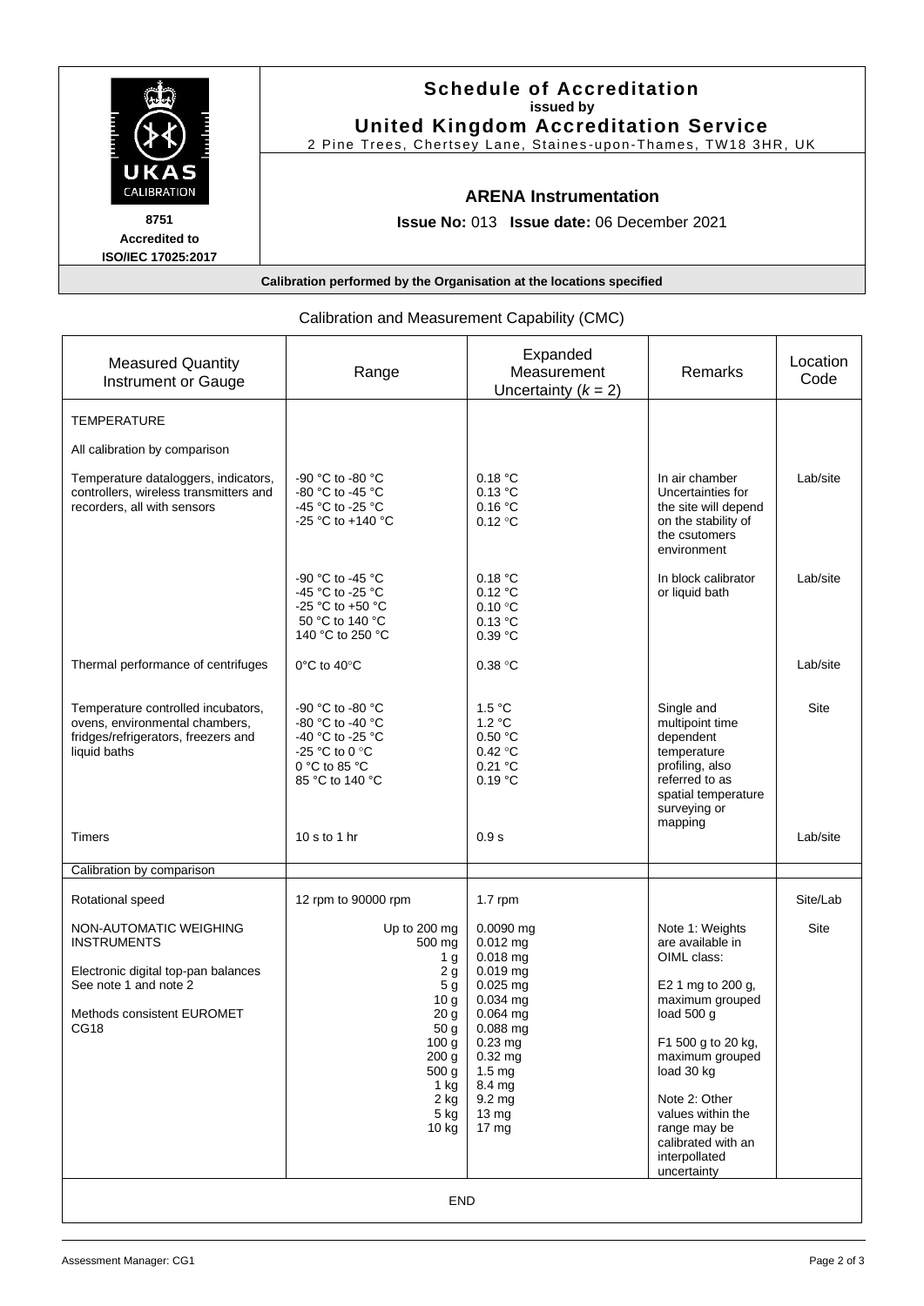**Schedule of Accreditation**
**issued by**
**United Kingdom Accreditation Service**
2 Pine Trees, Chertsey Lane, Staines-upon-Thames, TW18 3HR, UK

UKAS CALIBRATION
**8751**
**Accredited to ISO/IEC 17025:2017**

## ARENA Instrumentation

**Issue No:** 013 **Issue date:** 06 December 2021

**Calibration performed by the Organisation at the locations specified**

Calibration and Measurement Capability (CMC)

| Measured Quantity Instrument or Gauge | Range | Expanded Measurement Uncertainty ($k$ = 2) | Remarks | Location Code |
|---|---|---|---|---|
| TEMPERATURE | | | | |
| All calibration by comparison | | | | |
| Temperature dataloggers, indicators, controllers, wireless transmitters and recorders, all with sensors | -90 °C to -80 °C<br>-80 °C to -45 °C<br>-45 °C to -25 °C<br>-25 °C to +140 °C | 0.18 °C<br>0.13 °C<br>0.16 °C<br>0.12 °C | In air chamber Uncertainties for the site will depend on the stability of the csutomers environment | Lab/site |
| | -90 °C to -45 °C<br>-45 °C to -25 °C<br>-25 °C to +50 °C<br>50 °C to 140 °C<br>140 °C to 250 °C | 0.18 °C<br>0.12 °C<br>0.10 °C<br>0.13 °C<br>0.39 °C | In block calibrator or liquid bath | Lab/site |
| Thermal performance of centrifuges | 0°C to 40°C | 0.38 °C | | Lab/site |
| Temperature controlled incubators, ovens, environmental chambers, fridges/refrigerators, freezers and liquid baths | -90 °C to -80 °C<br>-80 °C to -40 °C<br>-40 °C to -25 °C<br>-25 °C to 0 °C<br>0 °C to 85 °C<br>85 °C to 140 °C | 1.5 °C<br>1.2 °C<br>0.50 °C<br>0.42 °C<br>0.21 °C<br>0.19 °C | Single and multipoint time dependent temperature profiling, also referred to as spatial temperature surveying or mapping | Site |
| Timers | 10 s to 1 hr | 0.9 s | | Lab/site |
| Calibration by comparison | | | | |
| Rotational speed | 12 rpm to 90000 rpm | 1.7 rpm | | Site/Lab |
| NON-AUTOMATIC WEIGHING INSTRUMENTS<br><br>Electronic digital top-pan balances See note 1 and note 2<br><br>Methods consistent EUROMET CG18 | Up to 200 mg<br>500 mg<br>1 g<br>2 g<br>5 g<br>10 g<br>20 g<br>50 g<br>100 g<br>200 g<br>500 g<br>1 kg<br>2 kg<br>5 kg<br>10 kg | 0.0090 mg<br>0.012 mg<br>0.018 mg<br>0.019 mg<br>0.025 mg<br>0.034 mg<br>0.064 mg<br>0.088 mg<br>0.23 mg<br>0.32 mg<br>1.5 mg<br>8.4 mg<br>9.2 mg<br>13 mg<br>17 mg | Note 1: Weights are available in OIML class:<br><br>E2 1 mg to 200 g, maximum grouped load 500 g<br><br>F1 500 g to 20 kg, maximum grouped load 30 kg<br><br>Note 2: Other values within the range may be calibrated with an interpollated uncertainty | Site |

END

Assessment Manager: CG1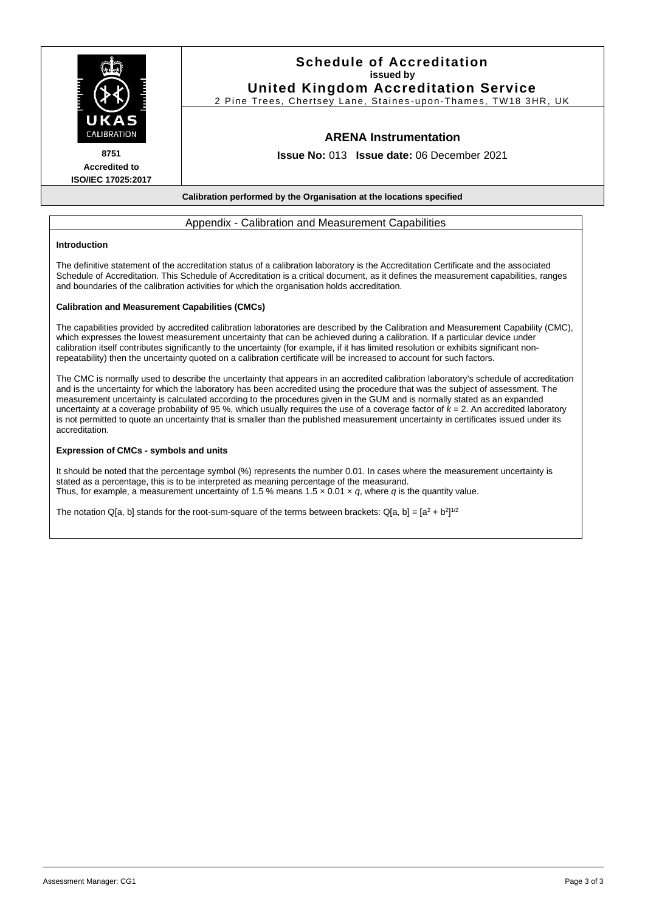# Schedule of Accreditation

**issued by**

**United Kingdom Accreditation Service**

2 Pine Trees, Chertsey Lane, Staines-upon-Thames, TW18 3HR, UK

**8751**
**Accredited to**
**ISO/IEC 17025:2017**

## ARENA Instrumentation

**Issue No:** 013 **Issue date:** 06 December 2021

**Calibration performed by the Organisation at the locations specified**

## Appendix - Calibration and Measurement Capabilities

**Introduction**

The definitive statement of the accreditation status of a calibration laboratory is the Accreditation Certificate and the associated Schedule of Accreditation. This Schedule of Accreditation is a critical document, as it defines the measurement capabilities, ranges and boundaries of the calibration activities for which the organisation holds accreditation.

**Calibration and Measurement Capabilities (CMCs)**

The capabilities provided by accredited calibration laboratories are described by the Calibration and Measurement Capability (CMC), which expresses the lowest measurement uncertainty that can be achieved during a calibration. If a particular device under calibration itself contributes significantly to the uncertainty (for example, if it has limited resolution or exhibits significant non-repeatability) then the uncertainty quoted on a calibration certificate will be increased to account for such factors.

The CMC is normally used to describe the uncertainty that appears in an accredited calibration laboratory's schedule of accreditation and is the uncertainty for which the laboratory has been accredited using the procedure that was the subject of assessment. The measurement uncertainty is calculated according to the procedures given in the GUM and is normally stated as an expanded uncertainty at a coverage probability of 95 %, which usually requires the use of a coverage factor of $k = 2$. An accredited laboratory is not permitted to quote an uncertainty that is smaller than the published measurement uncertainty in certificates issued under its accreditation.

**Expression of CMCs - symbols and units**

It should be noted that the percentage symbol (%) represents the number 0.01. In cases where the measurement uncertainty is stated as a percentage, this is to be interpreted as meaning percentage of the measurand.
Thus, for example, a measurement uncertainty of 1.5 % means $1.5 \times 0.01 \times q$, where $q$ is the quantity value.

The notation Q[a, b] stands for the root-sum-square of the terms between brackets: $Q[a, b] = [a^2 + b^2]^{1/2}$

Assessment Manager: CG1